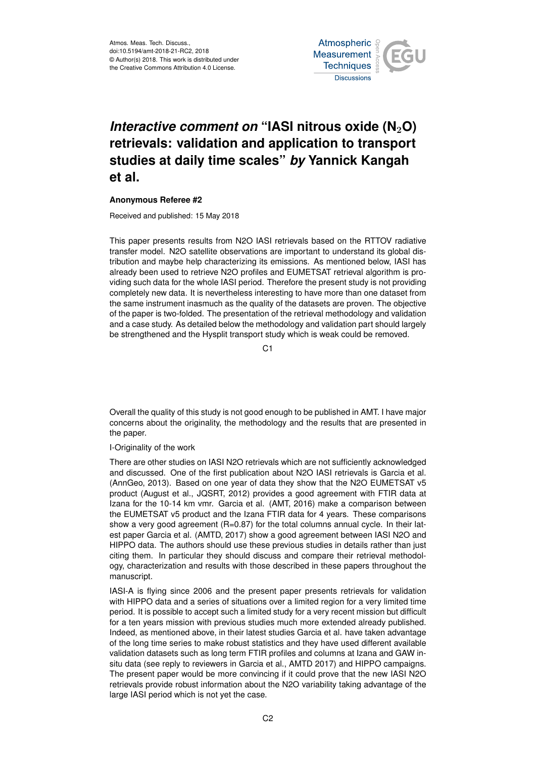# *Interactive comment on* "IASI nitrous oxide ($N_2O$) retrievals: validation and application to transport studies at daily time scales" *by* Yannick Kangah et al.

**Anonymous Referee #2**

Received and published: 15 May 2018

This paper presents results from N2O IASI retrievals based on the RTTOV radiative transfer model. N2O satellite observations are important to understand its global distribution and maybe help characterizing its emissions. As mentioned below, IASI has already been used to retrieve N2O profiles and EUMETSAT retrieval algorithm is providing such data for the whole IASI period. Therefore the present study is not providing completely new data. It is nevertheless interesting to have more than one dataset from the same instrument inasmuch as the quality of the datasets are proven. The objective of the paper is two-folded. The presentation of the retrieval methodology and validation and a case study. As detailed below the methodology and validation part should largely be strengthened and the Hysplit transport study which is weak could be removed.

Overall the quality of this study is not good enough to be published in AMT. I have major concerns about the originality, the methodology and the results that are presented in the paper.

I-Originality of the work

There are other studies on IASI N2O retrievals which are not sufficiently acknowledged and discussed. One of the first publication about N2O IASI retrievals is Garcia et al. (AnnGeo, 2013). Based on one year of data they show that the N2O EUMETSAT v5 product (August et al., JQSRT, 2012) provides a good agreement with FTIR data at Izana for the 10-14 km vmr. Garcia et al. (AMT, 2016) make a comparison between the EUMETSAT v5 product and the Izana FTIR data for 4 years. These comparisons show a very good agreement (R=0.87) for the total columns annual cycle. In their latest paper Garcia et al. (AMTD, 2017) show a good agreement between IASI N2O and HIPPO data. The authors should use these previous studies in details rather than just citing them. In particular they should discuss and compare their retrieval methodology, characterization and results with those described in these papers throughout the manuscript.

IASI-A is flying since 2006 and the present paper presents retrievals for validation with HIPPO data and a series of situations over a limited region for a very limited time period. It is possible to accept such a limited study for a very recent mission but difficult for a ten years mission with previous studies much more extended already published. Indeed, as mentioned above, in their latest studies Garcia et al. have taken advantage of the long time series to make robust statistics and they have used different available validation datasets such as long term FTIR profiles and columns at Izana and GAW in-situ data (see reply to reviewers in Garcia et al., AMTD 2017) and HIPPO campaigns. The present paper would be more convincing if it could prove that the new IASI N2O retrievals provide robust information about the N2O variability taking advantage of the large IASI period which is not yet the case.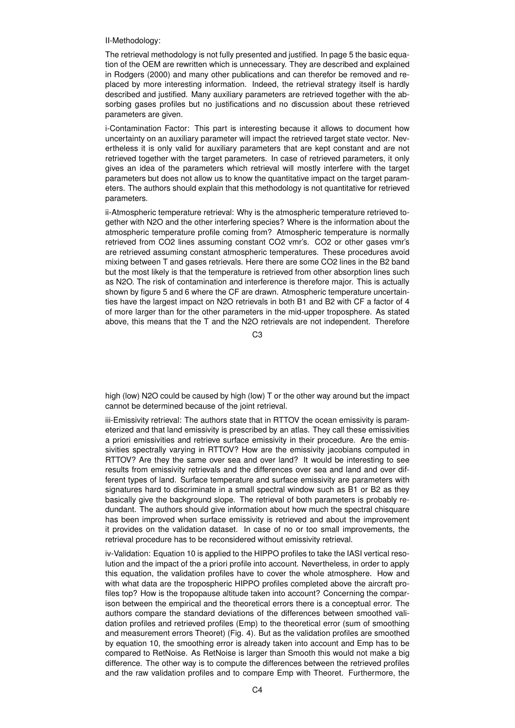II-Methodology:

The retrieval methodology is not fully presented and justified. In page 5 the basic equation of the OEM are rewritten which is unnecessary. They are described and explained in Rodgers (2000) and many other publications and can therefor be removed and replaced by more interesting information. Indeed, the retrieval strategy itself is hardly described and justified. Many auxiliary parameters are retrieved together with the absorbing gases profiles but no justifications and no discussion about these retrieved parameters are given.

i-Contamination Factor: This part is interesting because it allows to document how uncertainty on an auxiliary parameter will impact the retrieved target state vector. Nevertheless it is only valid for auxiliary parameters that are kept constant and are not retrieved together with the target parameters. In case of retrieved parameters, it only gives an idea of the parameters which retrieval will mostly interfere with the target parameters but does not allow us to know the quantitative impact on the target parameters. The authors should explain that this methodology is not quantitative for retrieved parameters.

ii-Atmospheric temperature retrieval: Why is the atmospheric temperature retrieved together with $N_2O$ and the other interfering species? Where is the information about the atmospheric temperature profile coming from? Atmospheric temperature is normally retrieved from $CO_2$ lines assuming constant $CO_2$ vmr's. $CO_2$ or other gases vmr's are retrieved assuming constant atmospheric temperatures. These procedures avoid mixing between T and gases retrievals. Here there are some $CO_2$ lines in the B2 band but the most likely is that the temperature is retrieved from other absorption lines such as $N_2O$. The risk of contamination and interference is therefore major. This is actually shown by figure 5 and 6 where the CF are drawn. Atmospheric temperature uncertainties have the largest impact on $N_2O$ retrievals in both B1 and B2 with CF a factor of 4 of more larger than for the other parameters in the mid-upper troposphere. As stated above, this means that the T and the $N_2O$ retrievals are not independent. Therefore high (low) $N_2O$ could be caused by high (low) T or the other way around but the impact cannot be determined because of the joint retrieval.

iii-Emissivity retrieval: The authors state that in RTTOV the ocean emissivity is parameterized and that land emissivity is prescribed by an atlas. They call these emissivities a priori emissivities and retrieve surface emissivity in their procedure. Are the emissivities spectrally varying in RTTOV? How are the emissivity jacobians computed in RTTOV? Are they the same over sea and over land? It would be interesting to see results from emissivity retrievals and the differences over sea and land and over different types of land. Surface temperature and surface emissivity are parameters with signatures hard to discriminate in a small spectral window such as B1 or B2 as they basically give the background slope. The retrieval of both parameters is probably redundant. The authors should give information about how much the spectral chisquare has been improved when surface emissivity is retrieved and about the improvement it provides on the validation dataset. In case of no or too small improvements, the retrieval procedure has to be reconsidered without emissivity retrieval.

iv-Validation: Equation 10 is applied to the HIPPO profiles to take the IASI vertical resolution and the impact of the a priori profile into account. Nevertheless, in order to apply this equation, the validation profiles have to cover the whole atmosphere. How and with what data are the tropospheric HIPPO profiles completed above the aircraft profiles top? How is the tropopause altitude taken into account? Concerning the comparison between the empirical and the theoretical errors there is a conceptual error. The authors compare the standard deviations of the differences between smoothed validation profiles and retrieved profiles (Emp) to the theoretical error (sum of smoothing and measurement errors Theoret) (Fig. 4). But as the validation profiles are smoothed by equation 10, the smoothing error is already taken into account and Emp has to be compared to RetNoise. As RetNoise is larger than Smooth this would not make a big difference. The other way is to compute the differences between the retrieved profiles and the raw validation profiles and to compare Emp with Theoret. Furthermore, the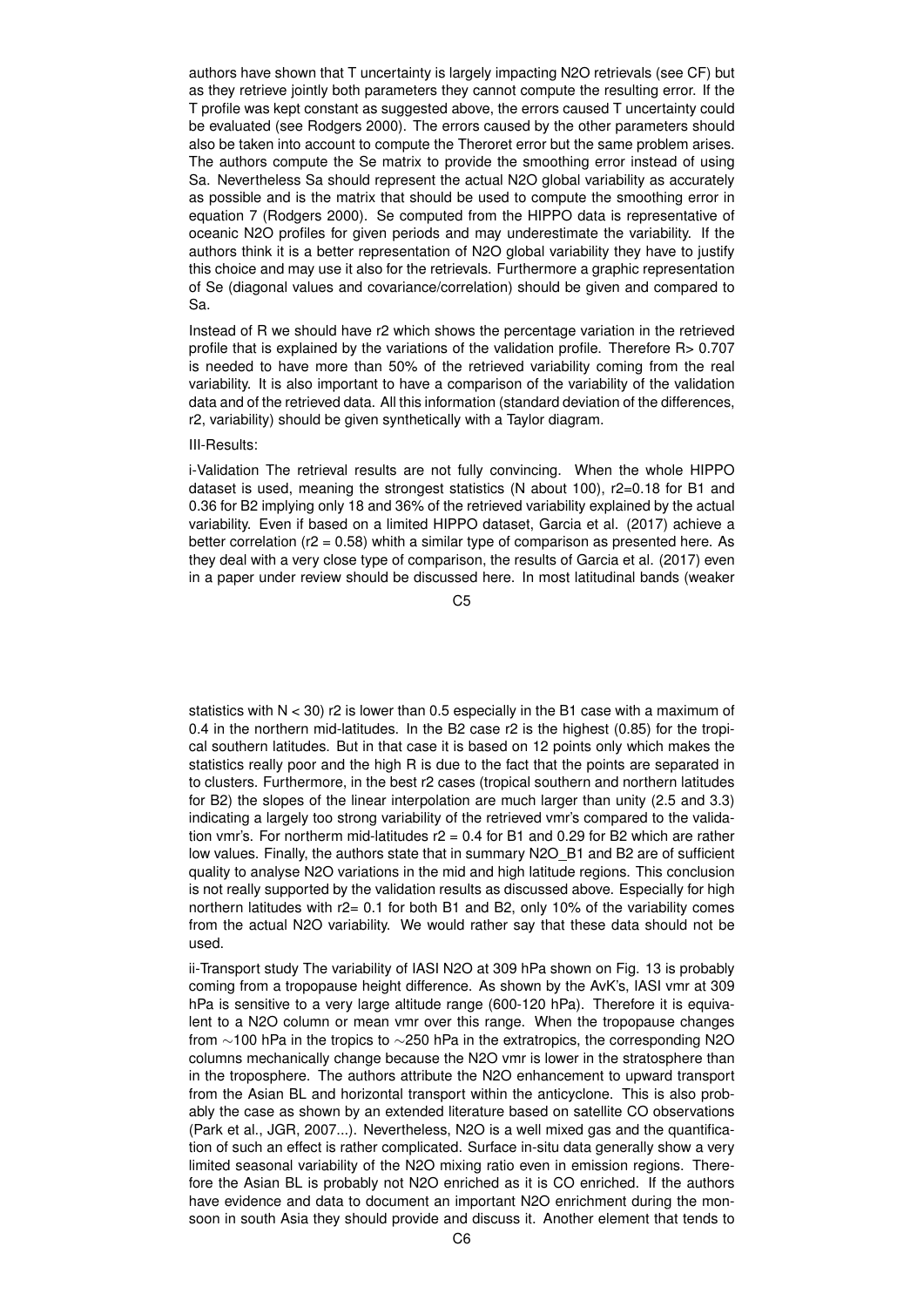authors have shown that T uncertainty is largely impacting $N_2O$ retrievals (see CF) but as they retrieve jointly both parameters they cannot compute the resulting error. If the T profile was kept constant as suggested above, the errors caused T uncertainty could be evaluated (see Rodgers 2000). The errors caused by the other parameters should also be taken into account to compute the Theroret error but the same problem arises. The authors compute the Se matrix to provide the smoothing error instead of using Sa. Nevertheless Sa should represent the actual $N_2O$ global variability as accurately as possible and is the matrix that should be used to compute the smoothing error in equation 7 (Rodgers 2000). Se computed from the HIPPO data is representative of oceanic $N_2O$ profiles for given periods and may underestimate the variability. If the authors think it is a better representation of $N_2O$ global variability they have to justify this choice and may use it also for the retrievals. Furthermore a graphic representation of Se (diagonal values and covariance/correlation) should be given and compared to Sa.

Instead of R we should have r2 which shows the percentage variation in the retrieved profile that is explained by the variations of the validation profile. Therefore $R > 0.707$ is needed to have more than 50% of the retrieved variability coming from the real variability. It is also important to have a comparison of the variability of the validation data and of the retrieved data. All this information (standard deviation of the differences, r2, variability) should be given synthetically with a Taylor diagram.

III-Results:

i-Validation The retrieval results are not fully convincing. When the whole HIPPO dataset is used, meaning the strongest statistics (N about 100), r2=0.18 for B1 and 0.36 for B2 implying only 18 and 36% of the retrieved variability explained by the actual variability. Even if based on a limited HIPPO dataset, Garcia et al. (2017) achieve a better correlation (r2 = 0.58) whith a similar type of comparison as presented here. As they deal with a very close type of comparison, the results of Garcia et al. (2017) even in a paper under review should be discussed here. In most latitudinal bands (weaker statistics with $N < 30$) r2 is lower than 0.5 especially in the B1 case with a maximum of 0.4 in the northern mid-latitudes. In the B2 case r2 is the highest (0.85) for the tropical southern latitudes. But in that case it is based on 12 points only which makes the statistics really poor and the high R is due to the fact that the points are separated in to clusters. Furthermore, in the best r2 cases (tropical southern and northern latitudes for B2) the slopes of the linear interpolation are much larger than unity (2.5 and 3.3) indicating a largely too strong variability of the retrieved vmr's compared to the validation vmr's. For northerm mid-latitudes r2 = 0.4 for B1 and 0.29 for B2 which are rather low values. Finally, the authors state that in summary N2O_B1 and B2 are of sufficient quality to analyse $N_2O$ variations in the mid and high latitude regions. This conclusion is not really supported by the validation results as discussed above. Especially for high northern latitudes with r2= 0.1 for both B1 and B2, only 10% of the variability comes from the actual $N_2O$ variability. We would rather say that these data should not be used.

ii-Transport study The variability of IASI $N_2O$ at 309 hPa shown on Fig. 13 is probably coming from a tropopause height difference. As shown by the AvK's, IASI vmr at 309 hPa is sensitive to a very large altitude range (600-120 hPa). Therefore it is equivalent to a $N_2O$ column or mean vmr over this range. When the tropopause changes from ∼100 hPa in the tropics to ∼250 hPa in the extratropics, the corresponding $N_2O$ columns mechanically change because the $N_2O$ vmr is lower in the stratosphere than in the troposphere. The authors attribute the $N_2O$ enhancement to upward transport from the Asian BL and horizontal transport within the anticyclone. This is also probably the case as shown by an extended literature based on satellite CO observations (Park et al., JGR, 2007...). Nevertheless, $N_2O$ is a well mixed gas and the quantification of such an effect is rather complicated. Surface in-situ data generally show a very limited seasonal variability of the $N_2O$ mixing ratio even in emission regions. Therefore the Asian BL is probably not $N_2O$ enriched as it is CO enriched. If the authors have evidence and data to document an important $N_2O$ enrichment during the monsoon in south Asia they should provide and discuss it. Another element that tends to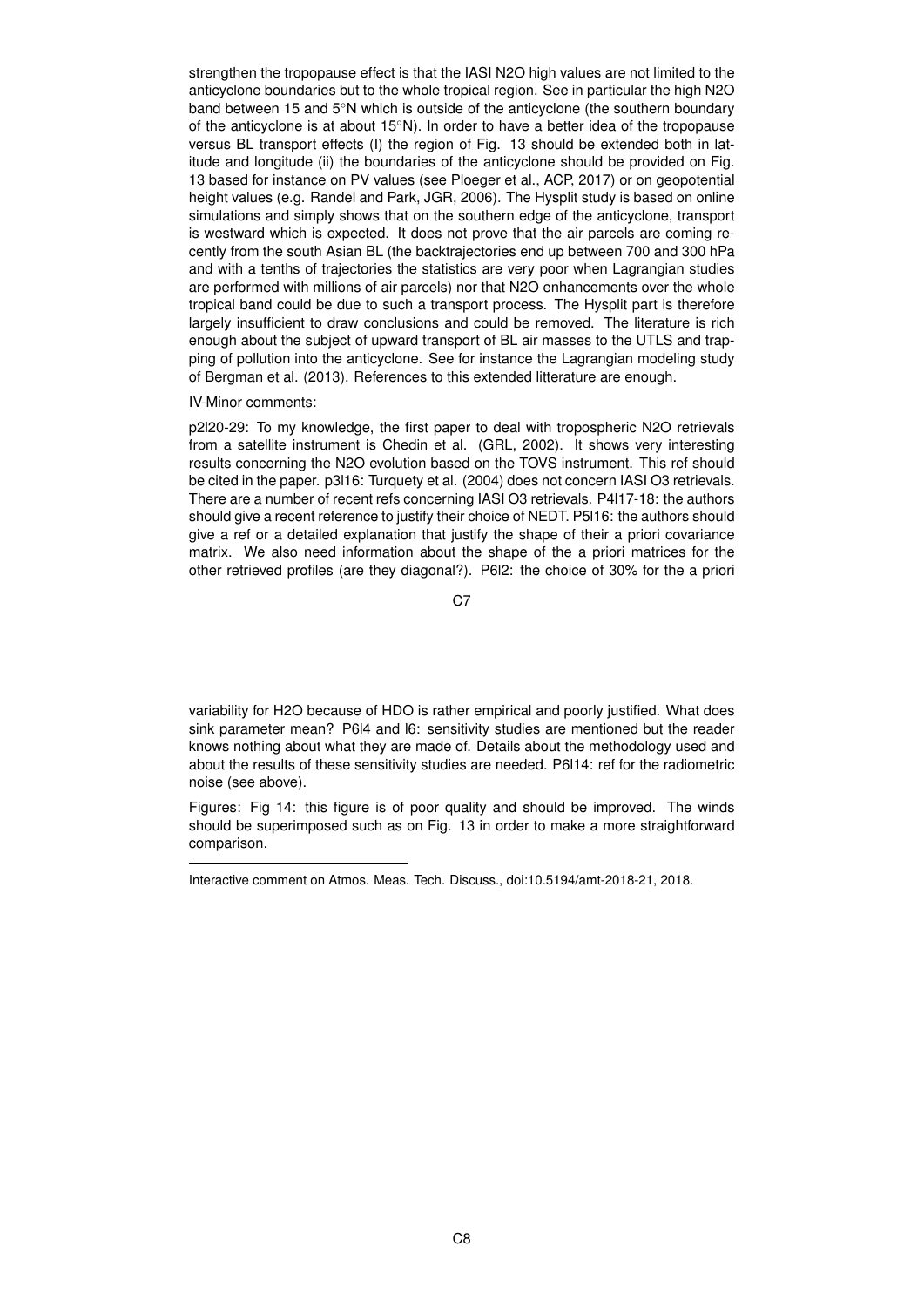strengthen the tropopause effect is that the IASI $N_2O$ high values are not limited to the anticyclone boundaries but to the whole tropical region. See in particular the high $N_2O$ band between 15 and 5°N which is outside of the anticyclone (the southern boundary of the anticyclone is at about 15°N). In order to have a better idea of the tropopause versus BL transport effects (I) the region of Fig. 13 should be extended both in latitude and longitude (ii) the boundaries of the anticyclone should be provided on Fig. 13 based for instance on PV values (see Ploeger et al., ACP, 2017) or on geopotential height values (e.g. Randel and Park, JGR, 2006). The Hysplit study is based on online simulations and simply shows that on the southern edge of the anticyclone, transport is westward which is expected. It does not prove that the air parcels are coming recently from the south Asian BL (the backtrajectories end up between 700 and 300 hPa and with a tenths of trajectories the statistics are very poor when Lagrangian studies are performed with millions of air parcels) nor that $N_2O$ enhancements over the whole tropical band could be due to such a transport process. The Hysplit part is therefore largely insufficient to draw conclusions and could be removed. The literature is rich enough about the subject of upward transport of BL air masses to the UTLS and trapping of pollution into the anticyclone. See for instance the Lagrangian modeling study of Bergman et al. (2013). References to this extended litterature are enough.

IV-Minor comments:

p2l20-29: To my knowledge, the first paper to deal with tropospheric $N_2O$ retrievals from a satellite instrument is Chedin et al. (GRL, 2002). It shows very interesting results concerning the $N_2O$ evolution based on the TOVS instrument. This ref should be cited in the paper. p3l16: Turquety et al. (2004) does not concern IASI $O_3$ retrievals. There are a number of recent refs concerning IASI $O_3$ retrievals. P4l17-18: the authors should give a recent reference to justify their choice of NEDT. P5l16: the authors should give a ref or a detailed explanation that justify the shape of their a priori covariance matrix. We also need information about the shape of the a priori matrices for the other retrieved profiles (are they diagonal?). P6l2: the choice of 30% for the a priori variability for $H_2O$ because of HDO is rather empirical and poorly justified. What does sink parameter mean? P6l4 and l6: sensitivity studies are mentioned but the reader knows nothing about what they are made of. Details about the methodology used and about the results of these sensitivity studies are needed. P6l14: ref for the radiometric noise (see above).

Figures: Fig 14: this figure is of poor quality and should be improved. The winds should be superimposed such as on Fig. 13 in order to make a more straightforward comparison.

---

Interactive comment on Atmos. Meas. Tech. Discuss., doi:10.5194/amt-2018-21, 2018.